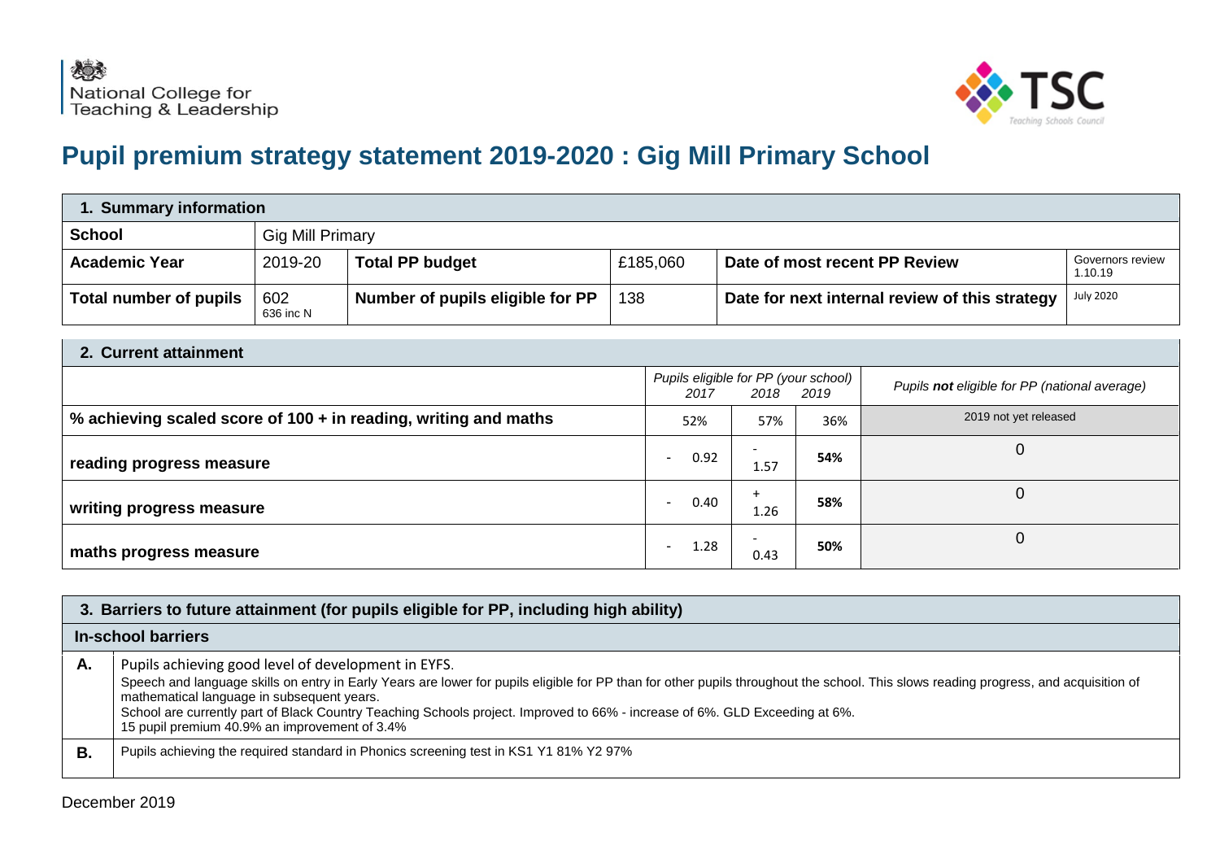# Pupil premium strategy statement 2019-2020 : Gig Mill Primary School

| 1. Summary information | | | | | |
|---|---|---|---|---|---|
| **School** | Gig Mill Primary | | | | |
| **Academic Year** | 2019-20 | **Total PP budget** | £185,060 | **Date of most recent PP Review** | Governors review 1.10.19 |
| **Total number of pupils** | 602<br>636 inc N | **Number of pupils eligible for PP** | 138 | **Date for next internal review of this strategy** | July 2020 |

| 2. Current attainment | | | | |
|---|---|---|---|---|
| | *Pupils eligible for PP (your school)* *2017* | *2018* | *2019* | *Pupils **not** eligible for PP (national average)* |
| **% achieving scaled score of 100 + in reading, writing and maths** | 52% | 57% | 36% | 2019 not yet released |
| **reading progress measure** | - 0.92 | - 1.57 | **54%** | 0 |
| **writing progress measure** | - 0.40 | + 1.26 | **58%** | 0 |
| **maths progress measure** | - 1.28 | - 0.43 | **50%** | 0 |

| 3. Barriers to future attainment (for pupils eligible for PP, including high ability) | |
|---|---|
| **In-school barriers** | |
| **A.** | Pupils achieving good level of development in EYFS.<br>Speech and language skills on entry in Early Years are lower for pupils eligible for PP than for other pupils throughout the school. This slows reading progress, and acquisition of mathematical language in subsequent years.<br>School are currently part of Black Country Teaching Schools project. Improved to 66% - increase of 6%. GLD Exceeding at 6%.<br>15 pupil premium 40.9% an improvement of 3.4% |
| **B.** | Pupils achieving the required standard in Phonics screening test in KS1 Y1 81% Y2 97% |

December 2019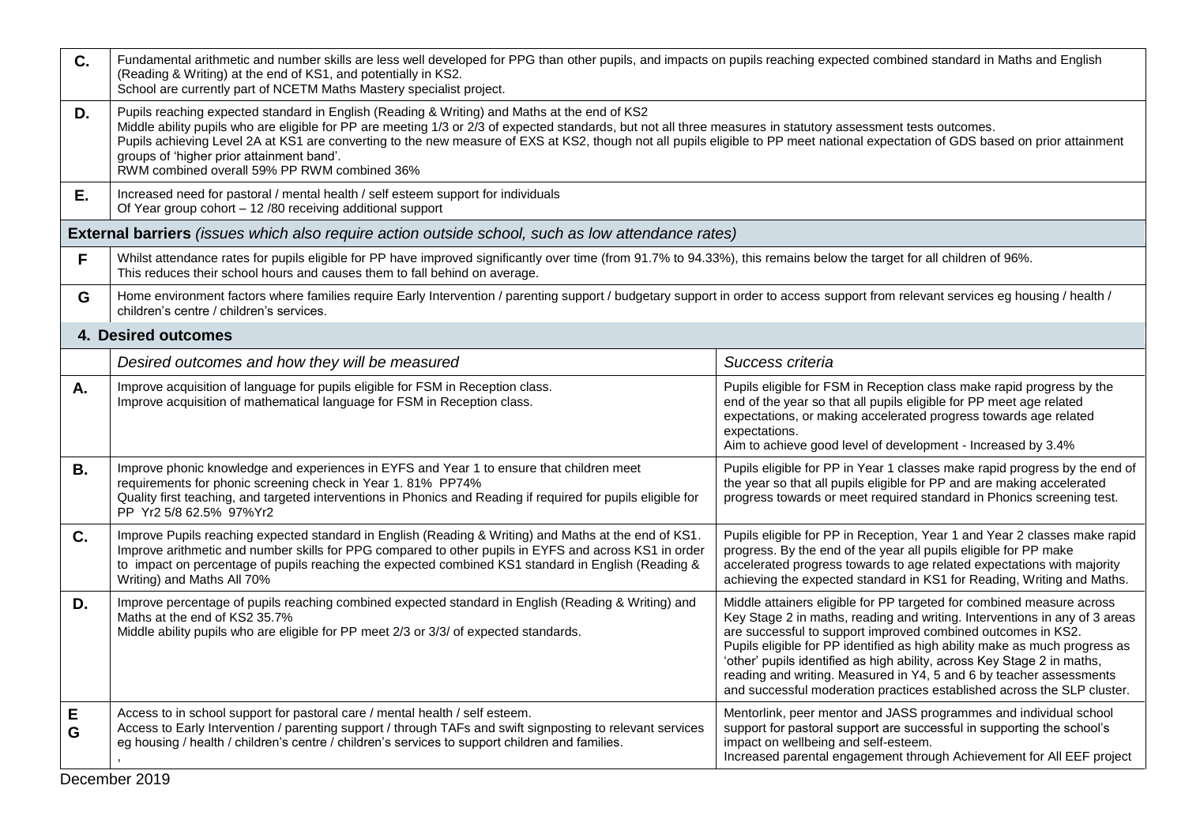| | |
|---|---|
| **C.** | Fundamental arithmetic and number skills are less well developed for PPG than other pupils, and impacts on pupils reaching expected combined standard in Maths and English (Reading & Writing) at the end of KS1, and potentially in KS2.<br>School are currently part of NCETM Maths Mastery specialist project. |
| **D.** | Pupils reaching expected standard in English (Reading & Writing) and Maths at the end of KS2<br>Middle ability pupils who are eligible for PP are meeting 1/3 or 2/3 of expected standards, but not all three measures in statutory assessment tests outcomes.<br>Pupils achieving Level 2A at KS1 are converting to the new measure of EXS at KS2, though not all pupils eligible to PP meet national expectation of GDS based on prior attainment groups of 'higher prior attainment band'.<br>RWM combined overall 59% PP RWM combined 36% |
| **E.** | Increased need for pastoral / mental health / self esteem support for individuals<br>Of Year group cohort – 12 /80 receiving additional support |
| **External barriers** *(issues which also require action outside school, such as low attendance rates)* | |
| **F** | Whilst attendance rates for pupils eligible for PP have improved significantly over time (from 91.7% to 94.33%), this remains below the target for all children of 96%.<br>This reduces their school hours and causes them to fall behind on average. |
| **G** | Home environment factors where families require Early Intervention / parenting support / budgetary support in order to access support from relevant services eg housing / health / children's centre / children's services. |

## 4. Desired outcomes

| | *Desired outcomes and how they will be measured* | *Success criteria* |
|---|---|---|
| **A.** | Improve acquisition of language for pupils eligible for FSM in Reception class.<br>Improve acquisition of mathematical language for FSM in Reception class. | Pupils eligible for FSM in Reception class make rapid progress by the end of the year so that all pupils eligible for PP meet age related expectations, or making accelerated progress towards age related expectations.<br>Aim to achieve good level of development - Increased by 3.4% |
| **B.** | Improve phonic knowledge and experiences in EYFS and Year 1 to ensure that children meet requirements for phonic screening check in Year 1. 81% PP74%<br>Quality first teaching, and targeted interventions in Phonics and Reading if required for pupils eligible for PP Yr2 5/8 62.5% 97%Yr2 | Pupils eligible for PP in Year 1 classes make rapid progress by the end of the year so that all pupils eligible for PP and are making accelerated progress towards or meet required standard in Phonics screening test. |
| **C.** | Improve Pupils reaching expected standard in English (Reading & Writing) and Maths at the end of KS1.<br>Improve arithmetic and number skills for PPG compared to other pupils in EYFS and across KS1 in order to impact on percentage of pupils reaching the expected combined KS1 standard in English (Reading & Writing) and Maths All 70% | Pupils eligible for PP in Reception, Year 1 and Year 2 classes make rapid progress. By the end of the year all pupils eligible for PP make accelerated progress towards to age related expectations with majority achieving the expected standard in KS1 for Reading, Writing and Maths. |
| **D.** | Improve percentage of pupils reaching combined expected standard in English (Reading & Writing) and Maths at the end of KS2 35.7%<br>Middle ability pupils who are eligible for PP meet 2/3 or 3/3/ of expected standards. | Middle attainers eligible for PP targeted for combined measure across Key Stage 2 in maths, reading and writing. Interventions in any of 3 areas are successful to support improved combined outcomes in KS2.<br>Pupils eligible for PP identified as high ability make as much progress as 'other' pupils identified as high ability, across Key Stage 2 in maths, reading and writing. Measured in Y4, 5 and 6 by teacher assessments and successful moderation practices established across the SLP cluster. |
| **E**<br>**G** | Access to in school support for pastoral care / mental health / self esteem.<br>Access to Early Intervention / parenting support / through TAFs and swift signposting to relevant services eg housing / health / children's centre / children's services to support children and families.<br>, | Mentorlink, peer mentor and JASS programmes and individual school support for pastoral support are successful in supporting the school's impact on wellbeing and self-esteem.<br>Increased parental engagement through Achievement for All EEF project |

December 2019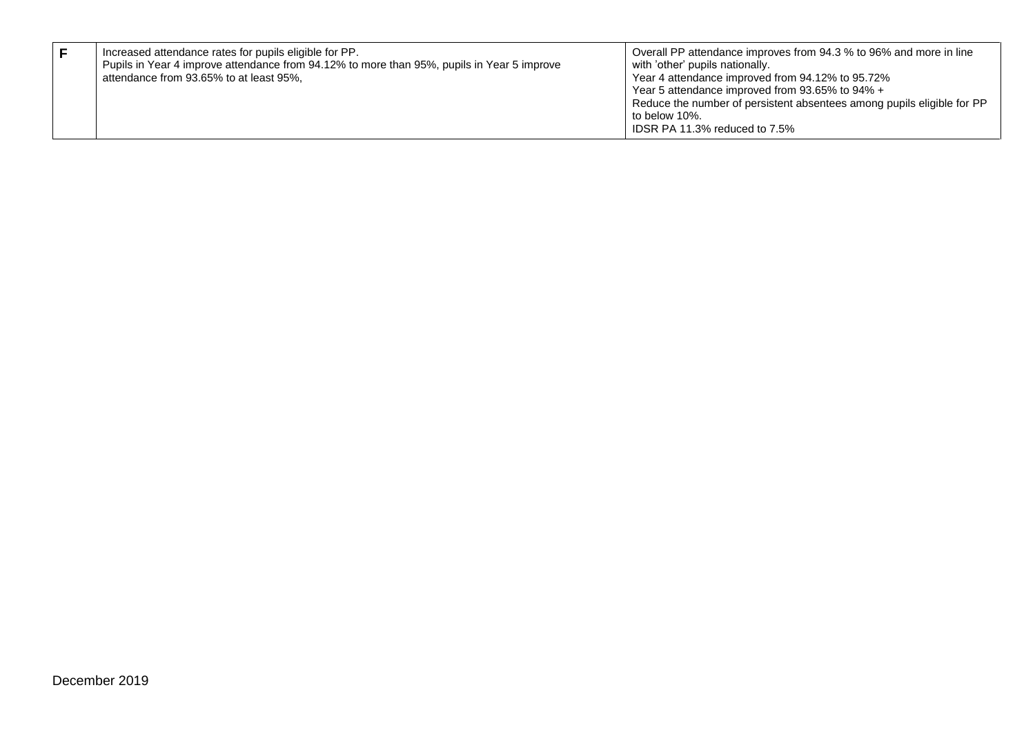| | | |
|---|---|---|
| **F** | Increased attendance rates for pupils eligible for PP.<br>Pupils in Year 4 improve attendance from 94.12% to more than 95%, pupils in Year 5 improve attendance from 93.65% to at least 95%, | Overall PP attendance improves from 94.3 % to 96% and more in line with 'other' pupils nationally.<br>Year 4 attendance improved from 94.12% to 95.72%<br>Year 5 attendance improved from 93.65% to 94% +<br>Reduce the number of persistent absentees among pupils eligible for PP to below 10%.<br>IDSR PA 11.3% reduced to 7.5% |

December 2019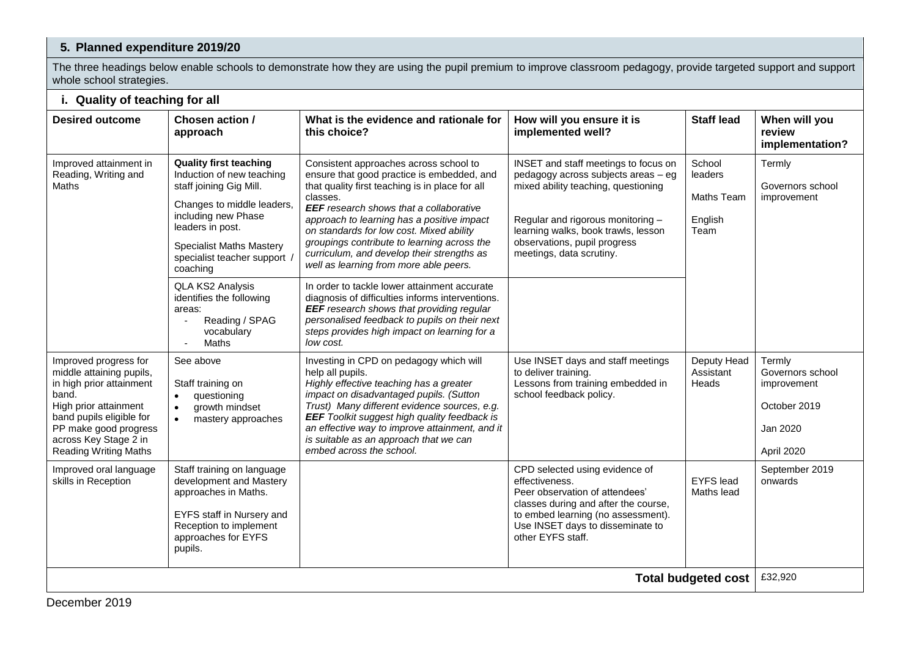## 5. Planned expenditure 2019/20

The three headings below enable schools to demonstrate how they are using the pupil premium to improve classroom pedagogy, provide targeted support and support whole school strategies.

### i. Quality of teaching for all

| Desired outcome | Chosen action / approach | What is the evidence and rationale for this choice? | How will you ensure it is implemented well? | Staff lead | When will you review implementation? |
|---|---|---|---|---|---|
| Improved attainment in Reading, Writing and Maths | **Quality first teaching** Induction of new teaching staff joining Gig Mill.<br><br>Changes to middle leaders, including new Phase leaders in post.<br><br>Specialist Maths Mastery specialist teacher support / coaching | Consistent approaches across school to ensure that good practice is embedded, and that quality first teaching is in place for all classes.<br>***EEF** research shows that a collaborative approach to learning has a positive impact on standards for low cost. Mixed ability groupings contribute to learning across the curriculum, and develop their strengths as well as learning from more able peers.* | INSET and staff meetings to focus on pedagogy across subjects areas – eg mixed ability teaching, questioning<br><br>Regular and rigorous monitoring – learning walks, book trawls, lesson observations, pupil progress meetings, data scrutiny. | School leaders<br><br>Maths Team<br><br>English Team | Termly<br><br>Governors school improvement |
| | QLA KS2 Analysis identifies the following areas:<br>- Reading / SPAG vocabulary<br>- Maths | In order to tackle lower attainment accurate diagnosis of difficulties informs interventions.<br>***EEF** research shows that providing regular personalised feedback to pupils on their next steps provides high impact on learning for a low cost.* | | | |
| Improved progress for middle attaining pupils, in high prior attainment band.<br>High prior attainment band pupils eligible for PP make good progress across Key Stage 2 in Reading Writing Maths | See above<br><br>Staff training on<br>- questioning<br>- growth mindset<br>- mastery approaches | Investing in CPD on pedagogy which will help all pupils.<br>*Highly effective teaching has a greater impact on disadvantaged pupils. (Sutton Trust) Many different evidence sources, e.g. **EEF** Toolkit suggest high quality feedback is an effective way to improve attainment, and it is suitable as an approach that we can embed across the school.* | Use INSET days and staff meetings to deliver training.<br>Lessons from training embedded in school feedback policy. | Deputy Head Assistant Heads | Termly<br>Governors school improvement<br><br>October 2019<br><br>Jan 2020<br><br>April 2020 |
| Improved oral language skills in Reception | Staff training on language development and Mastery approaches in Maths.<br><br>EYFS staff in Nursery and Reception to implement approaches for EYFS pupils. | | CPD selected using evidence of effectiveness.<br>Peer observation of attendees' classes during and after the course, to embed learning (no assessment).<br>Use INSET days to disseminate to other EYFS staff. | EYFS lead<br>Maths lead | September 2019 onwards |
| | | | | **Total budgeted cost** | £32,920 |

December 2019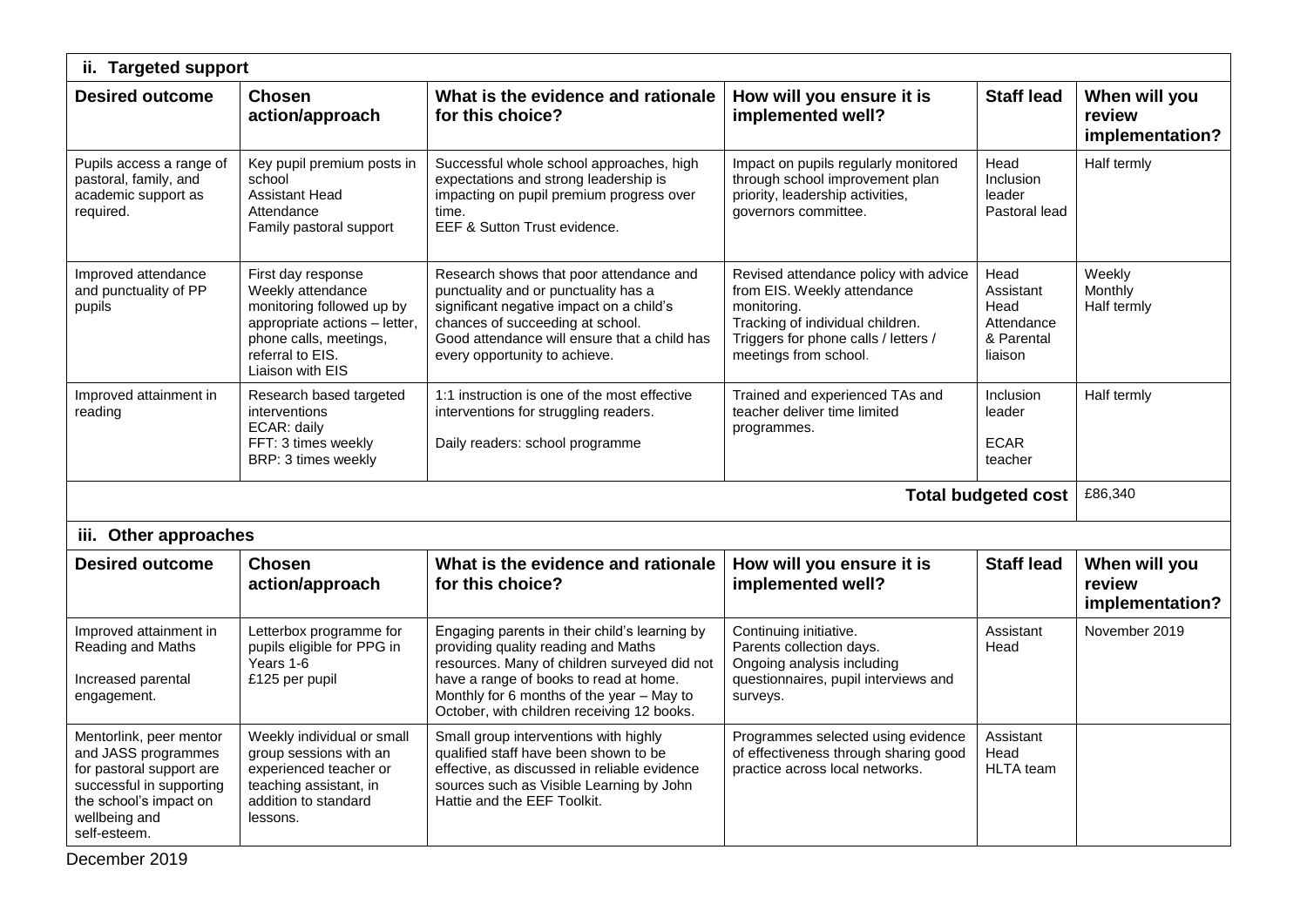| ii. Targeted support | | | | | |
|---|---|---|---|---|---|
| **Desired outcome** | **Chosen action/approach** | **What is the evidence and rationale for this choice?** | **How will you ensure it is implemented well?** | **Staff lead** | **When will you review implementation?** |
| Pupils access a range of pastoral, family, and academic support as required. | Key pupil premium posts in school<br>Assistant Head<br>Attendance<br>Family pastoral support | Successful whole school approaches, high expectations and strong leadership is impacting on pupil premium progress over time.<br>EEF & Sutton Trust evidence. | Impact on pupils regularly monitored through school improvement plan priority, leadership activities, governors committee. | Head<br>Inclusion leader<br>Pastoral lead | Half termly |
| Improved attendance and punctuality of PP pupils | First day response<br>Weekly attendance monitoring followed up by appropriate actions – letter, phone calls, meetings, referral to EIS.<br>Liaison with EIS | Research shows that poor attendance and punctuality and or punctuality has a significant negative impact on a child's chances of succeeding at school.<br>Good attendance will ensure that a child has every opportunity to achieve. | Revised attendance policy with advice from EIS. Weekly attendance monitoring.<br>Tracking of individual children.<br>Triggers for phone calls / letters / meetings from school. | Head<br>Assistant Head<br>Attendance & Parental liaison | Weekly<br>Monthly<br>Half termly |
| Improved attainment in reading | Research based targeted interventions<br>ECAR: daily<br>FFT: 3 times weekly<br>BRP: 3 times weekly | 1:1 instruction is one of the most effective interventions for struggling readers.<br><br>Daily readers: school programme | Trained and experienced TAs and teacher deliver time limited programmes. | Inclusion leader<br><br>ECAR teacher | Half termly |
| | | | | **Total budgeted cost** | £86,340 |

| iii. Other approaches | | | | | |
|---|---|---|---|---|---|
| **Desired outcome** | **Chosen action/approach** | **What is the evidence and rationale for this choice?** | **How will you ensure it is implemented well?** | **Staff lead** | **When will you review implementation?** |
| Improved attainment in Reading and Maths<br><br>Increased parental engagement. | Letterbox programme for pupils eligible for PPG in Years 1-6<br>£125 per pupil | Engaging parents in their child's learning by providing quality reading and Maths resources. Many of children surveyed did not have a range of books to read at home.<br>Monthly for 6 months of the year – May to October, with children receiving 12 books. | Continuing initiative.<br>Parents collection days.<br>Ongoing analysis including questionnaires, pupil interviews and surveys. | Assistant Head | November 2019 |
| Mentorlink, peer mentor and JASS programmes for pastoral support are successful in supporting the school's impact on wellbeing and self-esteem. | Weekly individual or small group sessions with an experienced teacher or teaching assistant, in addition to standard lessons. | Small group interventions with highly qualified staff have been shown to be effective, as discussed in reliable evidence sources such as Visible Learning by John Hattie and the EEF Toolkit. | Programmes selected using evidence of effectiveness through sharing good practice across local networks. | Assistant Head<br>HLTA team | |

December 2019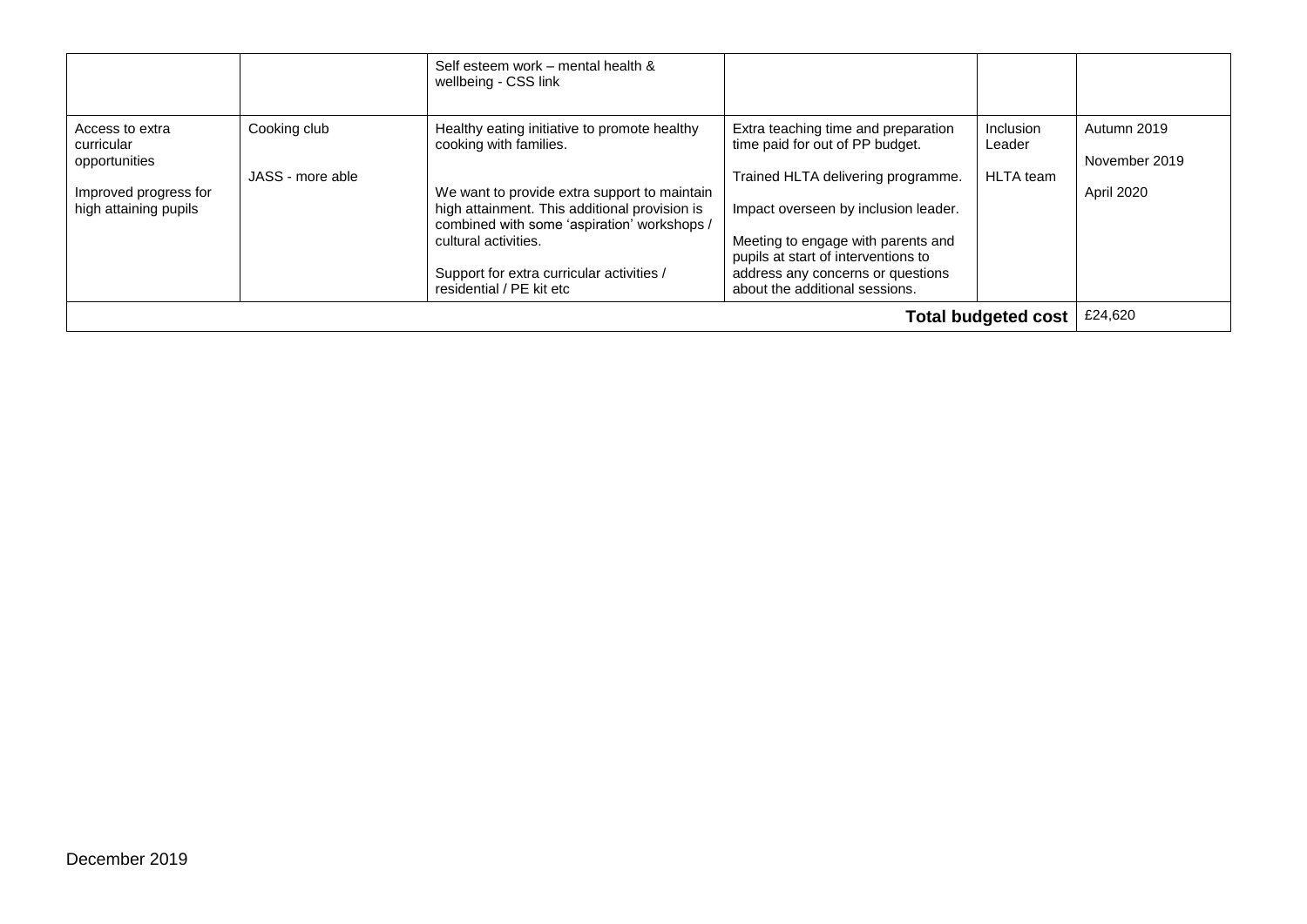| | | | | | |
|---|---|---|---|---|---|
| | | Self esteem work – mental health & wellbeing - CSS link | | | |
| Access to extra curricular opportunities<br><br>Improved progress for high attaining pupils | Cooking club<br><br>JASS - more able | Healthy eating initiative to promote healthy cooking with families.<br><br>We want to provide extra support to maintain high attainment. This additional provision is combined with some 'aspiration' workshops / cultural activities.<br><br>Support for extra curricular activities / residential / PE kit etc | Extra teaching time and preparation time paid for out of PP budget.<br><br>Trained HLTA delivering programme.<br><br>Impact overseen by inclusion leader.<br><br>Meeting to engage with parents and pupils at start of interventions to address any concerns or questions about the additional sessions. | Inclusion Leader<br><br>HLTA team | Autumn 2019<br><br>November 2019<br><br>April 2020 |
| | | | | **Total budgeted cost** | £24,620 |

December 2019